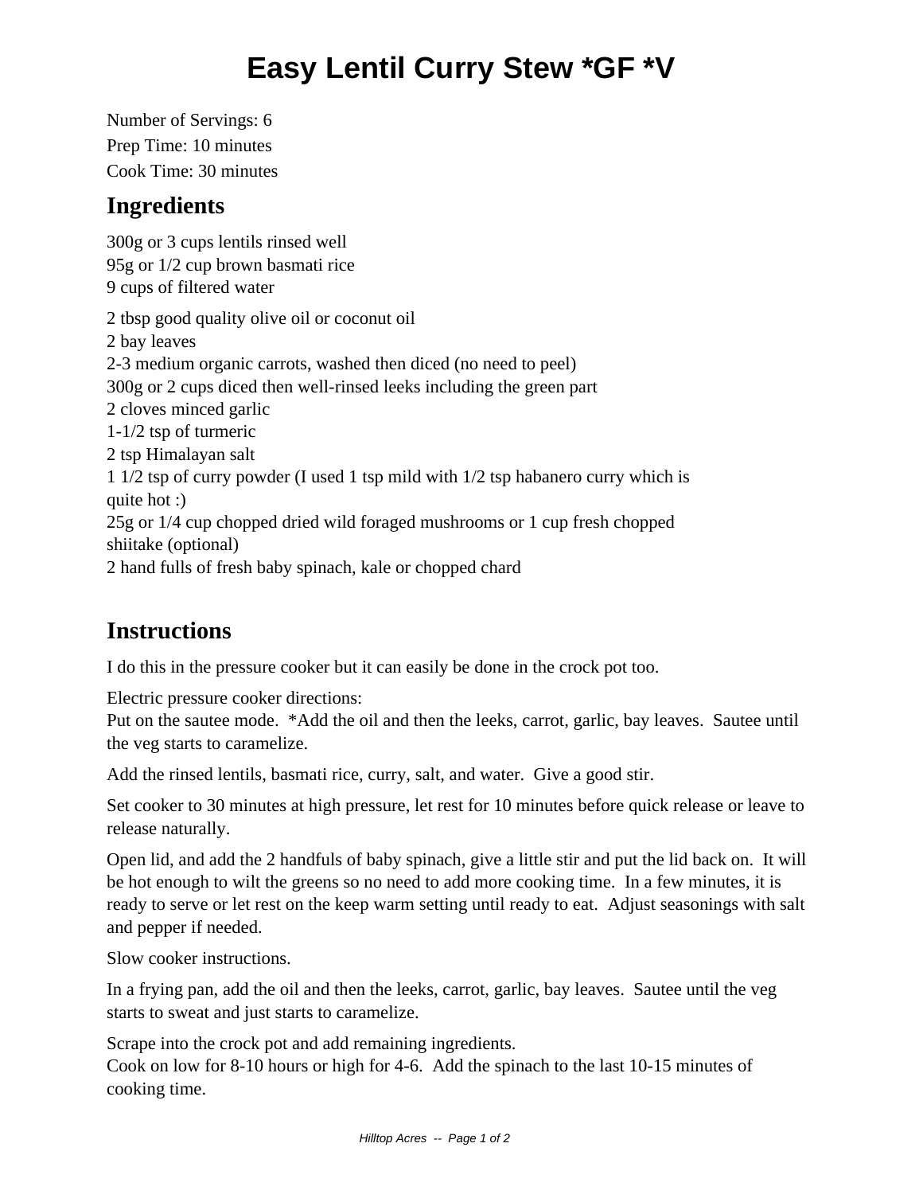# Easy Lentil Curry Stew *GF *V

Number of Servings: 6
Prep Time: 10 minutes
Cook Time: 30 minutes

## Ingredients

300g or 3 cups lentils rinsed well
95g or 1/2 cup brown basmati rice
9 cups of filtered water

2 tbsp good quality olive oil or coconut oil
2 bay leaves
2-3 medium organic carrots, washed then diced (no need to peel)
300g or 2 cups diced then well-rinsed leeks including the green part
2 cloves minced garlic
1-1/2 tsp of turmeric
2 tsp Himalayan salt
1 1/2 tsp of curry powder (I used 1 tsp mild with 1/2 tsp habanero curry which is quite hot :)
25g or 1/4 cup chopped dried wild foraged mushrooms or 1 cup fresh chopped shiitake (optional)
2 hand fulls of fresh baby spinach, kale or chopped chard

## Instructions

I do this in the pressure cooker but it can easily be done in the crock pot too.

Electric pressure cooker directions:
Put on the sautee mode. *Add the oil and then the leeks, carrot, garlic, bay leaves. Sautee until the veg starts to caramelize.

Add the rinsed lentils, basmati rice, curry, salt, and water. Give a good stir.

Set cooker to 30 minutes at high pressure, let rest for 10 minutes before quick release or leave to release naturally.

Open lid, and add the 2 handfuls of baby spinach, give a little stir and put the lid back on. It will be hot enough to wilt the greens so no need to add more cooking time. In a few minutes, it is ready to serve or let rest on the keep warm setting until ready to eat. Adjust seasonings with salt and pepper if needed.

Slow cooker instructions.

In a frying pan, add the oil and then the leeks, carrot, garlic, bay leaves. Sautee until the veg starts to sweat and just starts to caramelize.

Scrape into the crock pot and add remaining ingredients.
Cook on low for 8-10 hours or high for 4-6. Add the spinach to the last 10-15 minutes of cooking time.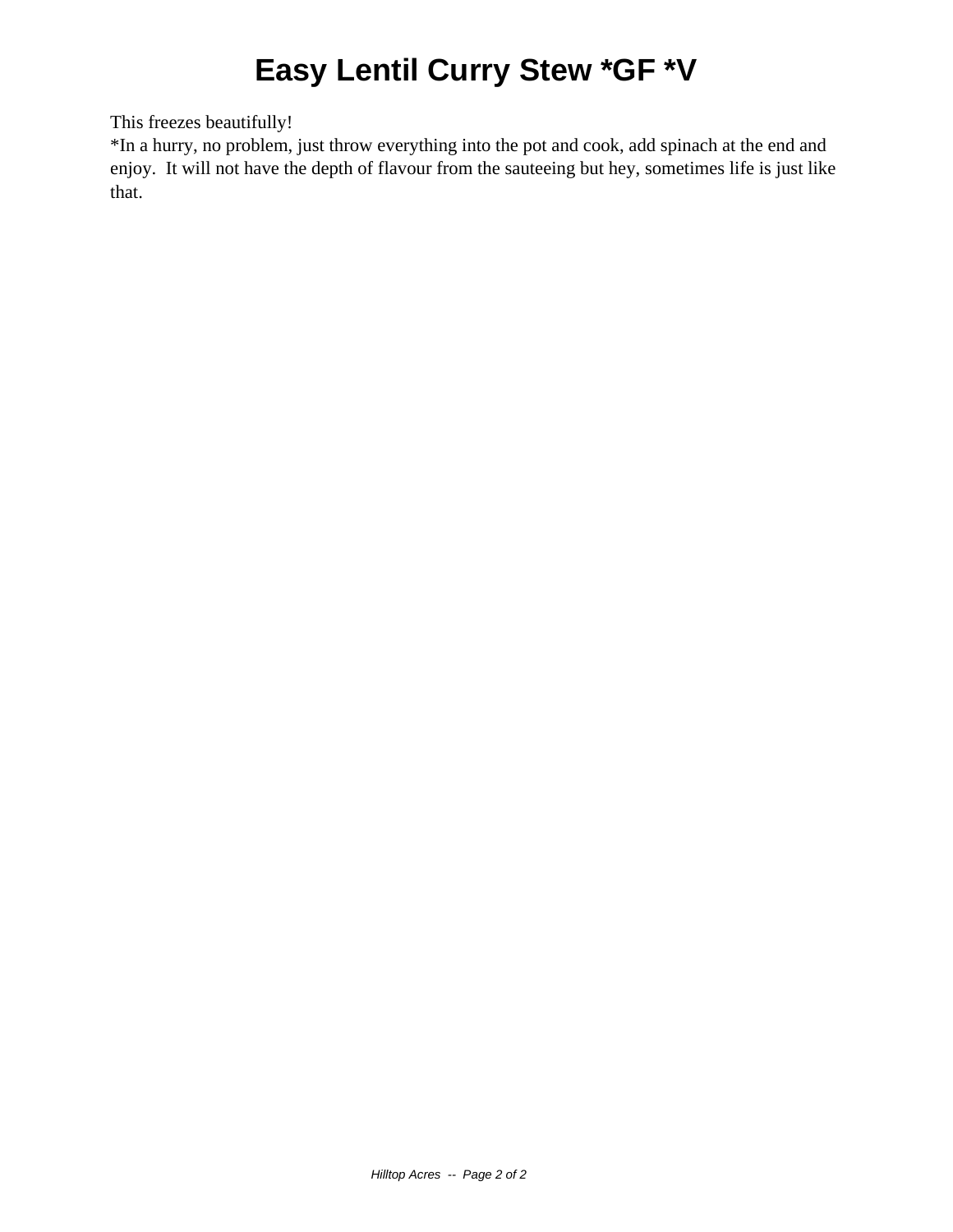# Easy Lentil Curry Stew *GF *V

This freezes beautifully!
*In a hurry, no problem, just throw everything into the pot and cook, add spinach at the end and enjoy.  It will not have the depth of flavour from the sauteeing but hey, sometimes life is just like that.